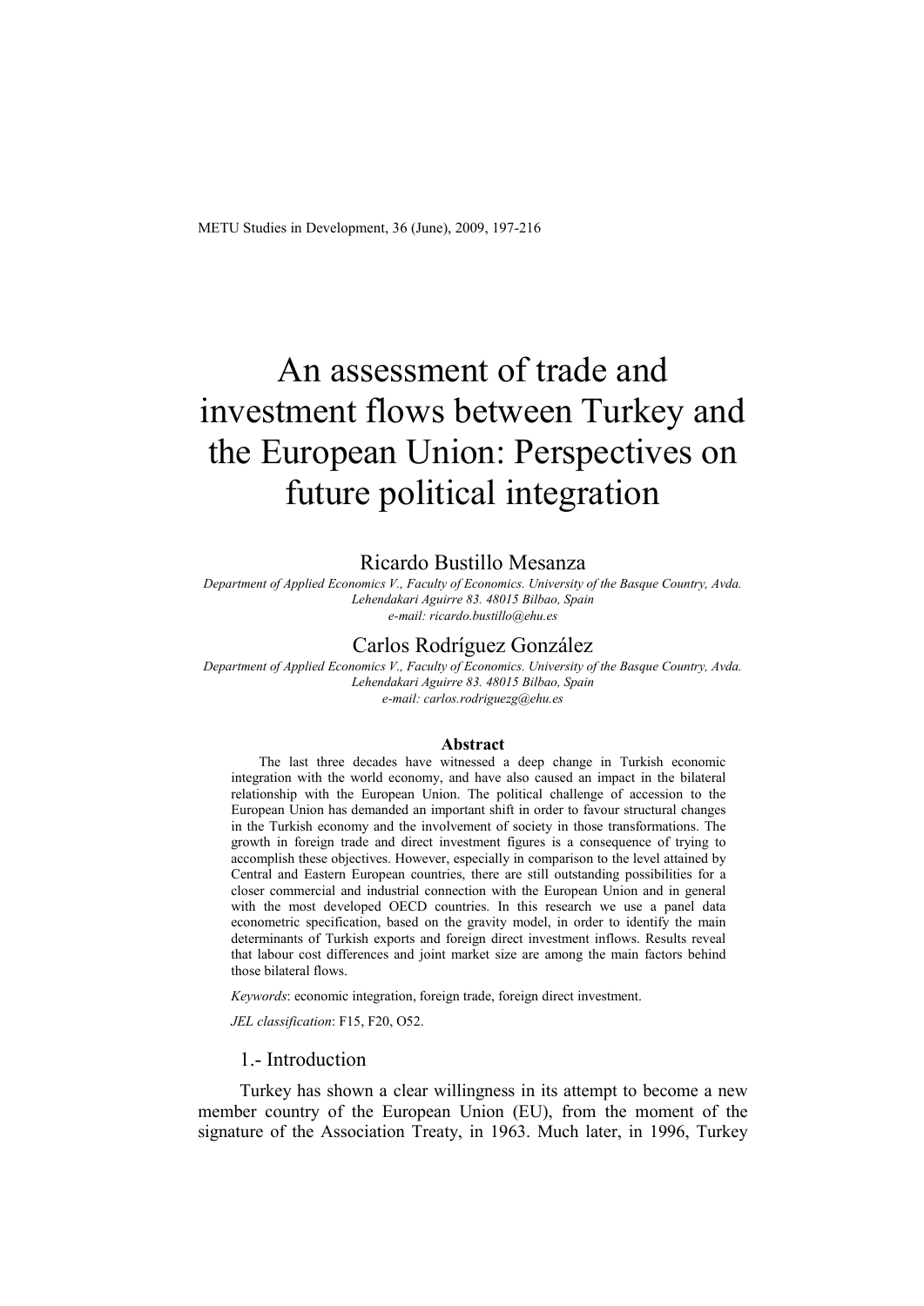# An assessment of trade and investment flows between Turkey and the European Union: Perspectives on future political integration

Ricardo Bustillo Mesanza

*Department of Applied Economics V., Faculty of Economics. University of the Basque Country, Avda. Lehendakari Aguirre 83. 48015 Bilbao, Spain*
*e-mail: ricardo.bustillo@ehu.es*

Carlos Rodríguez González

*Department of Applied Economics V., Faculty of Economics. University of the Basque Country, Avda. Lehendakari Aguirre 83. 48015 Bilbao, Spain*
*e-mail: carlos.rodriguezg@ehu.es*

**Abstract**

The last three decades have witnessed a deep change in Turkish economic integration with the world economy, and have also caused an impact in the bilateral relationship with the European Union. The political challenge of accession to the European Union has demanded an important shift in order to favour structural changes in the Turkish economy and the involvement of society in those transformations. The growth in foreign trade and direct investment figures is a consequence of trying to accomplish these objectives. However, especially in comparison to the level attained by Central and Eastern European countries, there are still outstanding possibilities for a closer commercial and industrial connection with the European Union and in general with the most developed OECD countries. In this research we use a panel data econometric specification, based on the gravity model, in order to identify the main determinants of Turkish exports and foreign direct investment inflows. Results reveal that labour cost differences and joint market size are among the main factors behind those bilateral flows.

*Keywords*: economic integration, foreign trade, foreign direct investment.

*JEL classification*: F15, F20, O52.

## 1.- Introduction

Turkey has shown a clear willingness in its attempt to become a new member country of the European Union (EU), from the moment of the signature of the Association Treaty, in 1963. Much later, in 1996, Turkey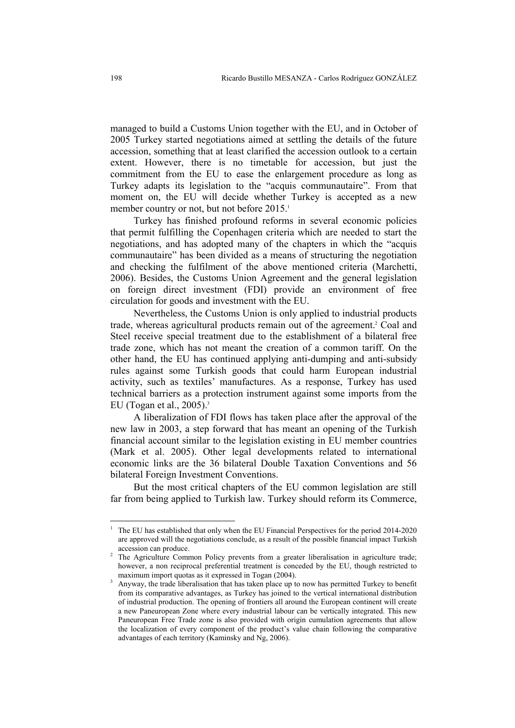managed to build a Customs Union together with the EU, and in October of 2005 Turkey started negotiations aimed at settling the details of the future accession, something that at least clarified the accession outlook to a certain extent. However, there is no timetable for accession, but just the commitment from the EU to ease the enlargement procedure as long as Turkey adapts its legislation to the "acquis communautaire". From that moment on, the EU will decide whether Turkey is accepted as a new member country or not, but not before 2015.[1]

Turkey has finished profound reforms in several economic policies that permit fulfilling the Copenhagen criteria which are needed to start the negotiations, and has adopted many of the chapters in which the "acquis communautaire" has been divided as a means of structuring the negotiation and checking the fulfilment of the above mentioned criteria (Marchetti, 2006). Besides, the Customs Union Agreement and the general legislation on foreign direct investment (FDI) provide an environment of free circulation for goods and investment with the EU.

Nevertheless, the Customs Union is only applied to industrial products trade, whereas agricultural products remain out of the agreement.[2] Coal and Steel receive special treatment due to the establishment of a bilateral free trade zone, which has not meant the creation of a common tariff. On the other hand, the EU has continued applying anti-dumping and anti-subsidy rules against some Turkish goods that could harm European industrial activity, such as textiles' manufactures. As a response, Turkey has used technical barriers as a protection instrument against some imports from the EU (Togan et al., 2005).[3]

A liberalization of FDI flows has taken place after the approval of the new law in 2003, a step forward that has meant an opening of the Turkish financial account similar to the legislation existing in EU member countries (Mark et al. 2005). Other legal developments related to international economic links are the 36 bilateral Double Taxation Conventions and 56 bilateral Foreign Investment Conventions.

But the most critical chapters of the EU common legislation are still far from being applied to Turkish law. Turkey should reform its Commerce,

---

[1] The EU has established that only when the EU Financial Perspectives for the period 2014-2020 are approved will the negotiations conclude, as a result of the possible financial impact Turkish accession can produce.

[2] The Agriculture Common Policy prevents from a greater liberalisation in agriculture trade; however, a non reciprocal preferential treatment is conceded by the EU, though restricted to maximum import quotas as it expressed in Togan (2004).

[3] Anyway, the trade liberalisation that has taken place up to now has permitted Turkey to benefit from its comparative advantages, as Turkey has joined to the vertical international distribution of industrial production. The opening of frontiers all around the European continent will create a new Paneuropean Zone where every industrial labour can be vertically integrated. This new Paneuropean Free Trade zone is also provided with origin cumulation agreements that allow the localization of every component of the product's value chain following the comparative advantages of each territory (Kaminsky and Ng, 2006).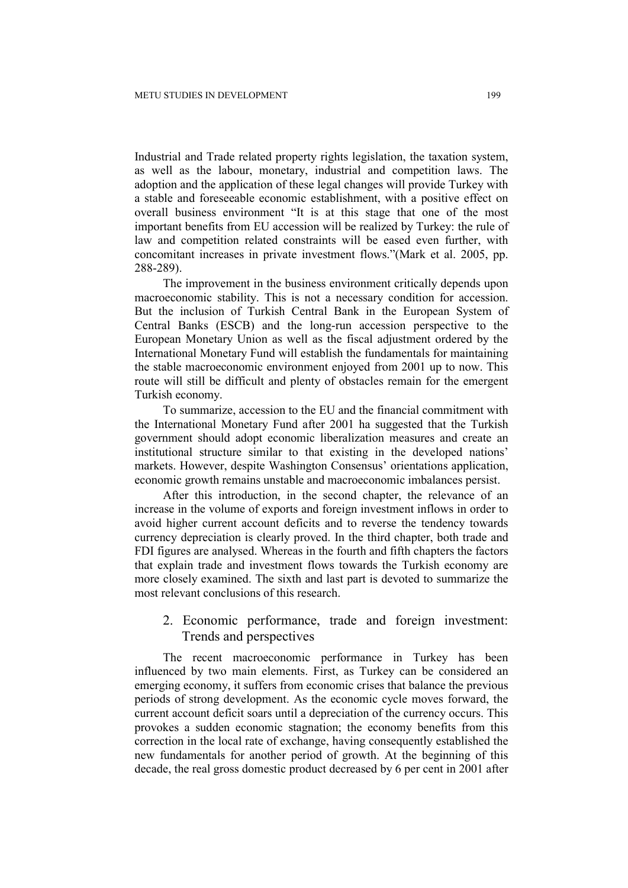Industrial and Trade related property rights legislation, the taxation system, as well as the labour, monetary, industrial and competition laws. The adoption and the application of these legal changes will provide Turkey with a stable and foreseeable economic establishment, with a positive effect on overall business environment "It is at this stage that one of the most important benefits from EU accession will be realized by Turkey: the rule of law and competition related constraints will be eased even further, with concomitant increases in private investment flows."(Mark et al. 2005, pp. 288-289).

The improvement in the business environment critically depends upon macroeconomic stability. This is not a necessary condition for accession. But the inclusion of Turkish Central Bank in the European System of Central Banks (ESCB) and the long-run accession perspective to the European Monetary Union as well as the fiscal adjustment ordered by the International Monetary Fund will establish the fundamentals for maintaining the stable macroeconomic environment enjoyed from 2001 up to now. This route will still be difficult and plenty of obstacles remain for the emergent Turkish economy.

To summarize, accession to the EU and the financial commitment with the International Monetary Fund after 2001 ha suggested that the Turkish government should adopt economic liberalization measures and create an institutional structure similar to that existing in the developed nations' markets. However, despite Washington Consensus' orientations application, economic growth remains unstable and macroeconomic imbalances persist.

After this introduction, in the second chapter, the relevance of an increase in the volume of exports and foreign investment inflows in order to avoid higher current account deficits and to reverse the tendency towards currency depreciation is clearly proved. In the third chapter, both trade and FDI figures are analysed. Whereas in the fourth and fifth chapters the factors that explain trade and investment flows towards the Turkish economy are more closely examined. The sixth and last part is devoted to summarize the most relevant conclusions of this research.

## 2. Economic performance, trade and foreign investment: Trends and perspectives

The recent macroeconomic performance in Turkey has been influenced by two main elements. First, as Turkey can be considered an emerging economy, it suffers from economic crises that balance the previous periods of strong development. As the economic cycle moves forward, the current account deficit soars until a depreciation of the currency occurs. This provokes a sudden economic stagnation; the economy benefits from this correction in the local rate of exchange, having consequently established the new fundamentals for another period of growth. At the beginning of this decade, the real gross domestic product decreased by 6 per cent in 2001 after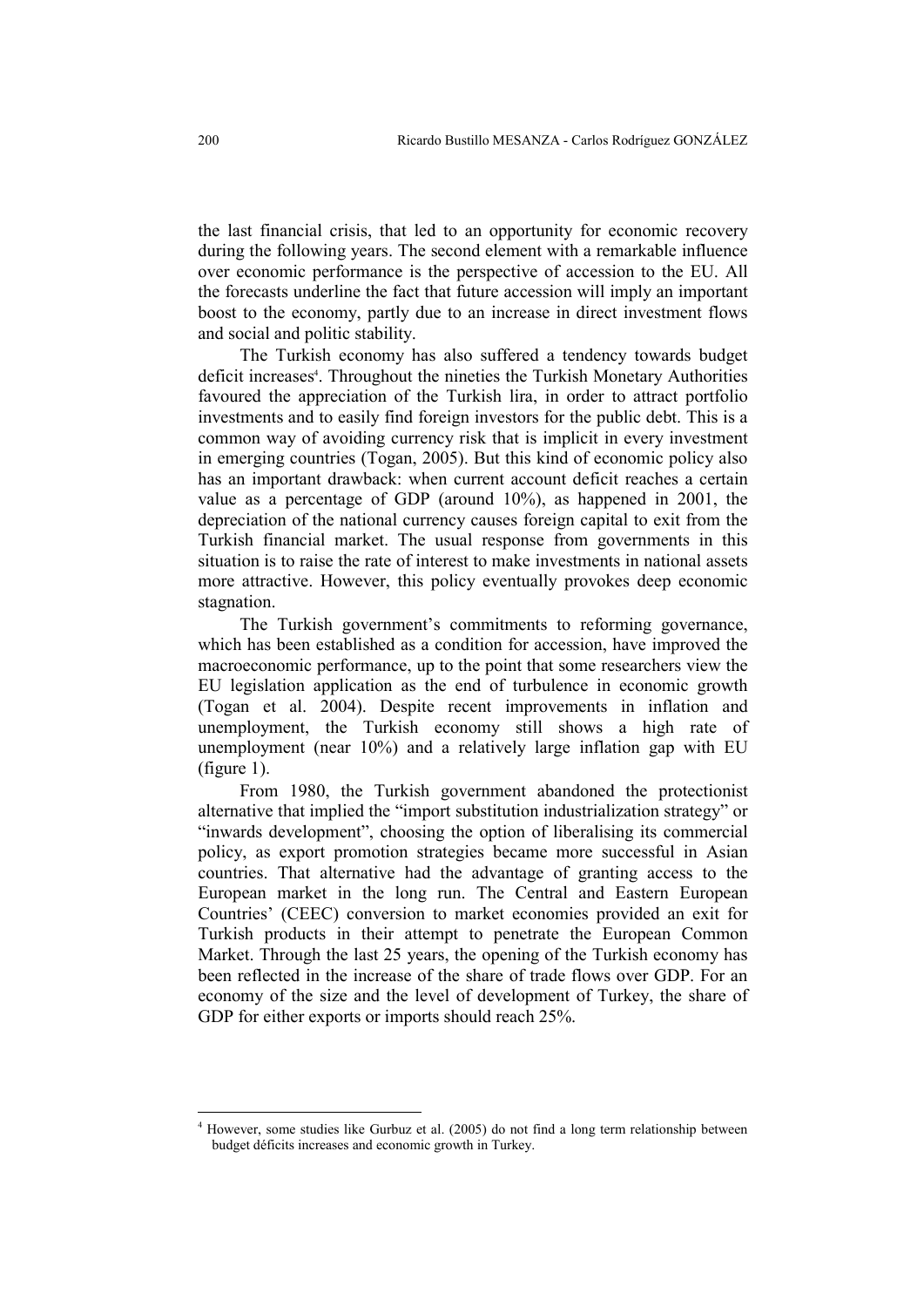the last financial crisis, that led to an opportunity for economic recovery during the following years. The second element with a remarkable influence over economic performance is the perspective of accession to the EU. All the forecasts underline the fact that future accession will imply an important boost to the economy, partly due to an increase in direct investment flows and social and politic stability.

The Turkish economy has also suffered a tendency towards budget deficit increases[4]. Throughout the nineties the Turkish Monetary Authorities favoured the appreciation of the Turkish lira, in order to attract portfolio investments and to easily find foreign investors for the public debt. This is a common way of avoiding currency risk that is implicit in every investment in emerging countries (Togan, 2005). But this kind of economic policy also has an important drawback: when current account deficit reaches a certain value as a percentage of GDP (around 10%), as happened in 2001, the depreciation of the national currency causes foreign capital to exit from the Turkish financial market. The usual response from governments in this situation is to raise the rate of interest to make investments in national assets more attractive. However, this policy eventually provokes deep economic stagnation.

The Turkish government's commitments to reforming governance, which has been established as a condition for accession, have improved the macroeconomic performance, up to the point that some researchers view the EU legislation application as the end of turbulence in economic growth (Togan et al. 2004). Despite recent improvements in inflation and unemployment, the Turkish economy still shows a high rate of unemployment (near 10%) and a relatively large inflation gap with EU (figure 1).

From 1980, the Turkish government abandoned the protectionist alternative that implied the "import substitution industrialization strategy" or "inwards development", choosing the option of liberalising its commercial policy, as export promotion strategies became more successful in Asian countries. That alternative had the advantage of granting access to the European market in the long run. The Central and Eastern European Countries' (CEEC) conversion to market economies provided an exit for Turkish products in their attempt to penetrate the European Common Market. Through the last 25 years, the opening of the Turkish economy has been reflected in the increase of the share of trade flows over GDP. For an economy of the size and the level of development of Turkey, the share of GDP for either exports or imports should reach 25%.

---

[4] However, some studies like Gurbuz et al. (2005) do not find a long term relationship between budget déficits increases and economic growth in Turkey.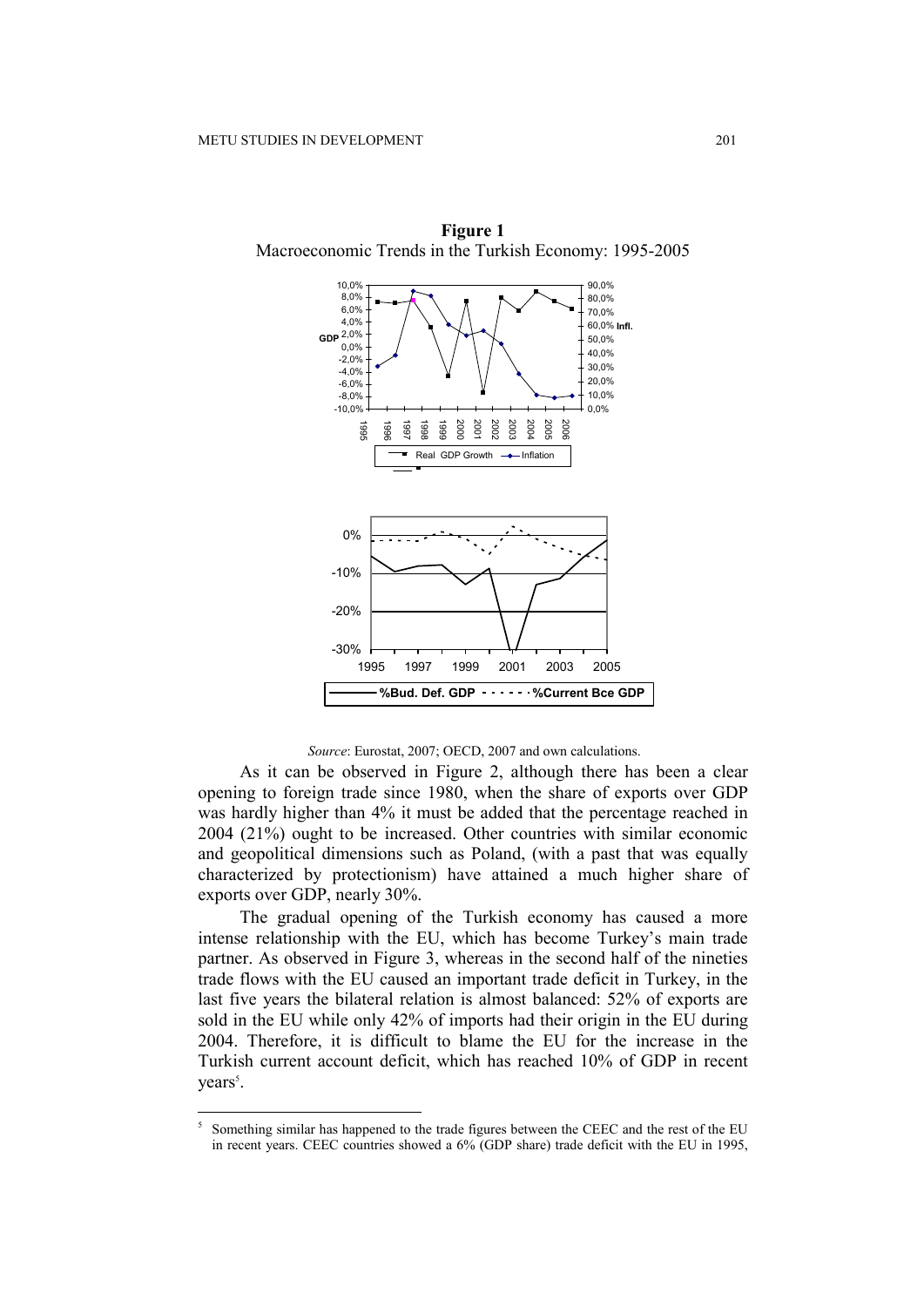**Figure 1**
Macroeconomic Trends in the Turkish Economy: 1995-2005

*Source*: Eurostat, 2007; OECD, 2007 and own calculations.

As it can be observed in Figure 2, although there has been a clear opening to foreign trade since 1980, when the share of exports over GDP was hardly higher than 4% it must be added that the percentage reached in 2004 (21%) ought to be increased. Other countries with similar economic and geopolitical dimensions such as Poland, (with a past that was equally characterized by protectionism) have attained a much higher share of exports over GDP, nearly 30%.

The gradual opening of the Turkish economy has caused a more intense relationship with the EU, which has become Turkey's main trade partner. As observed in Figure 3, whereas in the second half of the nineties trade flows with the EU caused an important trade deficit in Turkey, in the last five years the bilateral relation is almost balanced: 52% of exports are sold in the EU while only 42% of imports had their origin in the EU during 2004. Therefore, it is difficult to blame the EU for the increase in the Turkish current account deficit, which has reached 10% of GDP in recent years[5].

[5] Something similar has happened to the trade figures between the CEEC and the rest of the EU in recent years. CEEC countries showed a 6% (GDP share) trade deficit with the EU in 1995,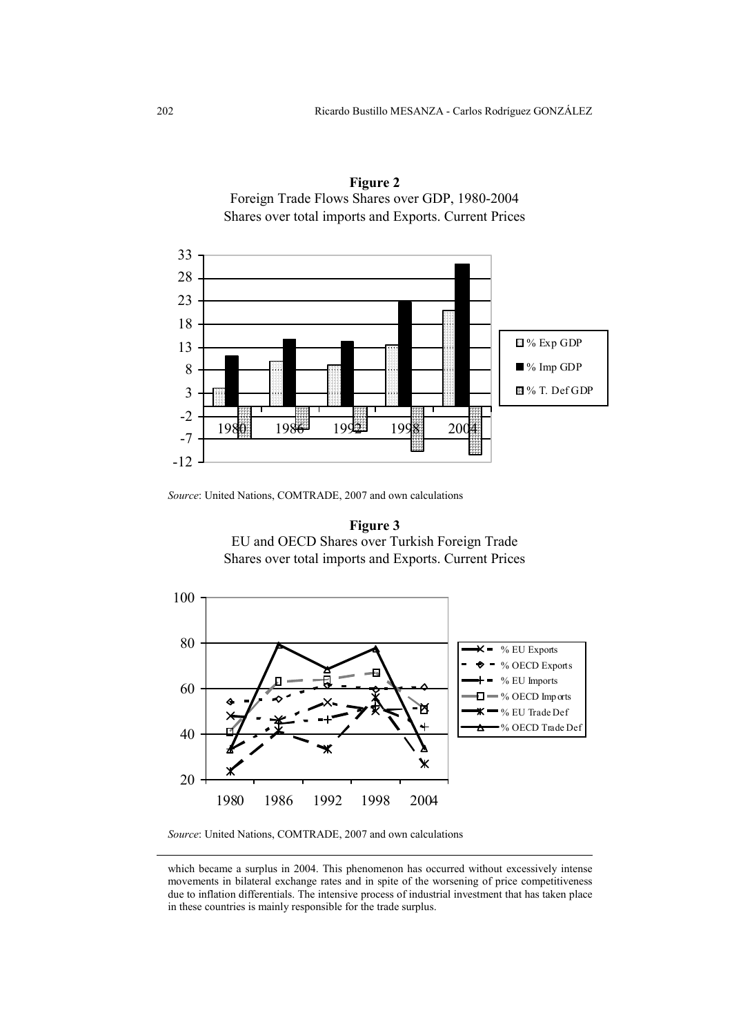**Figure 2**
Foreign Trade Flows Shares over GDP, 1980-2004
Shares over total imports and Exports. Current Prices

*Source*: United Nations, COMTRADE, 2007 and own calculations

**Figure 3**
EU and OECD Shares over Turkish Foreign Trade
Shares over total imports and Exports. Current Prices

*Source*: United Nations, COMTRADE, 2007 and own calculations

---

which became a surplus in 2004. This phenomenon has occurred without excessively intense movements in bilateral exchange rates and in spite of the worsening of price competitiveness due to inflation differentials. The intensive process of industrial investment that has taken place in these countries is mainly responsible for the trade surplus.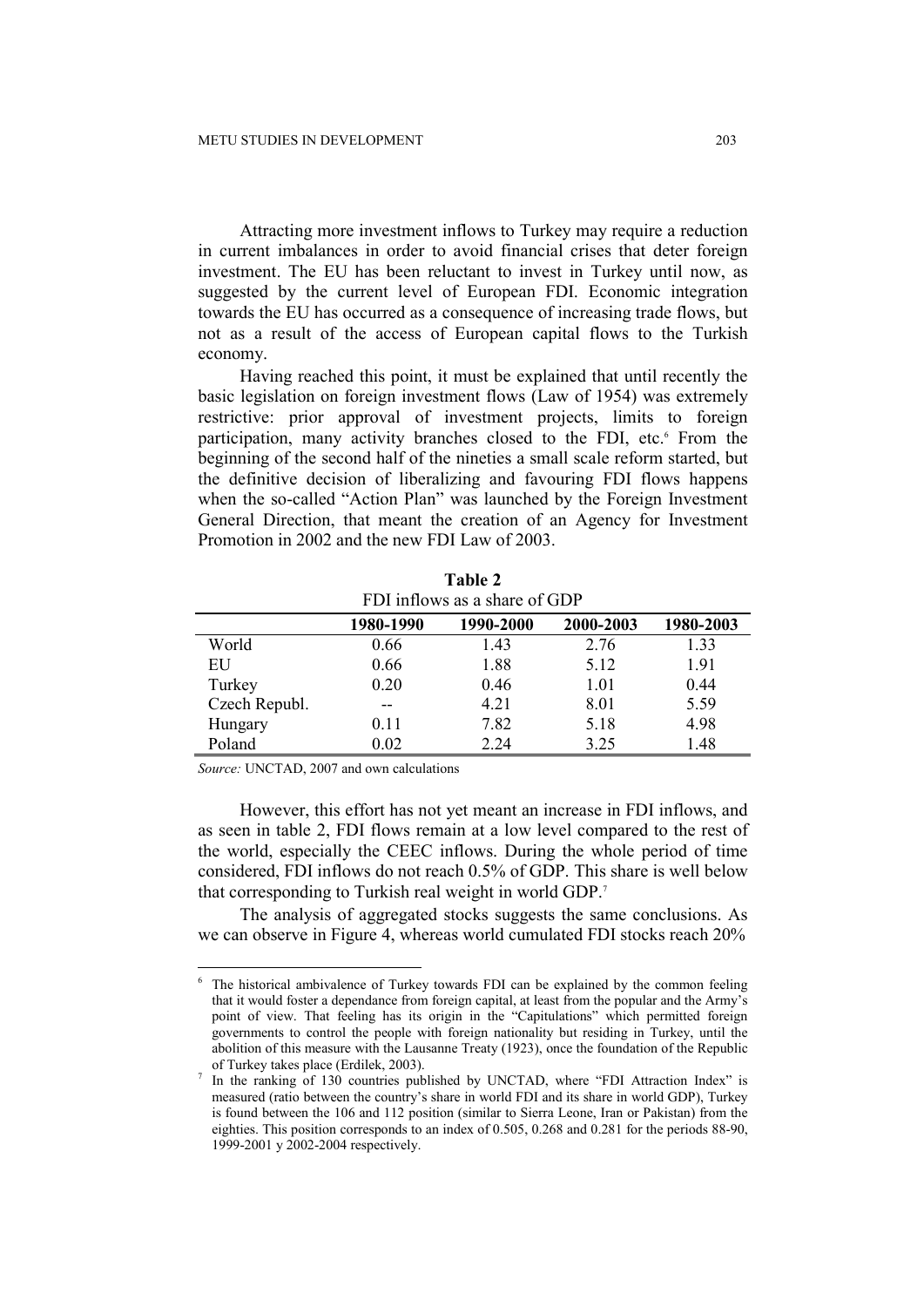Attracting more investment inflows to Turkey may require a reduction in current imbalances in order to avoid financial crises that deter foreign investment. The EU has been reluctant to invest in Turkey until now, as suggested by the current level of European FDI. Economic integration towards the EU has occurred as a consequence of increasing trade flows, but not as a result of the access of European capital flows to the Turkish economy.

Having reached this point, it must be explained that until recently the basic legislation on foreign investment flows (Law of 1954) was extremely restrictive: prior approval of investment projects, limits to foreign participation, many activity branches closed to the FDI, etc.[6] From the beginning of the second half of the nineties a small scale reform started, but the definitive decision of liberalizing and favouring FDI flows happens when the so-called "Action Plan" was launched by the Foreign Investment General Direction, that meant the creation of an Agency for Investment Promotion in 2002 and the new FDI Law of 2003.

**Table 2**
FDI inflows as a share of GDP

| | 1980-1990 | 1990-2000 | 2000-2003 | 1980-2003 |
|---|---|---|---|---|
| World | 0.66 | 1.43 | 2.76 | 1.33 |
| EU | 0.66 | 1.88 | 5.12 | 1.91 |
| Turkey | 0.20 | 0.46 | 1.01 | 0.44 |
| Czech Republ. | -- | 4.21 | 8.01 | 5.59 |
| Hungary | 0.11 | 7.82 | 5.18 | 4.98 |
| Poland | 0.02 | 2.24 | 3.25 | 1.48 |

*Source:* UNCTAD, 2007 and own calculations

However, this effort has not yet meant an increase in FDI inflows, and as seen in table 2, FDI flows remain at a low level compared to the rest of the world, especially the CEEC inflows. During the whole period of time considered, FDI inflows do not reach 0.5% of GDP. This share is well below that corresponding to Turkish real weight in world GDP.[7]

The analysis of aggregated stocks suggests the same conclusions. As we can observe in Figure 4, whereas world cumulated FDI stocks reach 20%

---

[6] The historical ambivalence of Turkey towards FDI can be explained by the common feeling that it would foster a dependance from foreign capital, at least from the popular and the Army's point of view. That feeling has its origin in the "Capitulations" which permitted foreign governments to control the people with foreign nationality but residing in Turkey, until the abolition of this measure with the Lausanne Treaty (1923), once the foundation of the Republic of Turkey takes place (Erdilek, 2003).

[7] In the ranking of 130 countries published by UNCTAD, where "FDI Attraction Index" is measured (ratio between the country's share in world FDI and its share in world GDP), Turkey is found between the 106 and 112 position (similar to Sierra Leone, Iran or Pakistan) from the eighties. This position corresponds to an index of 0.505, 0.268 and 0.281 for the periods 88-90, 1999-2001 y 2002-2004 respectively.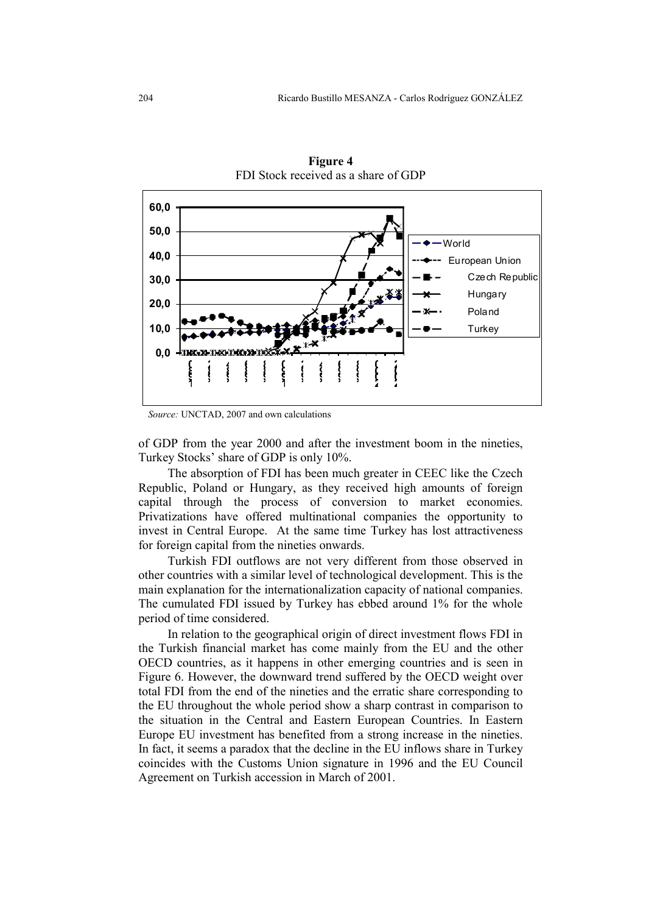**Figure 4**
FDI Stock received as a share of GDP

*Source:* UNCTAD, 2007 and own calculations

of GDP from the year 2000 and after the investment boom in the nineties, Turkey Stocks' share of GDP is only 10%.

The absorption of FDI has been much greater in CEEC like the Czech Republic, Poland or Hungary, as they received high amounts of foreign capital through the process of conversion to market economies. Privatizations have offered multinational companies the opportunity to invest in Central Europe. At the same time Turkey has lost attractiveness for foreign capital from the nineties onwards.

Turkish FDI outflows are not very different from those observed in other countries with a similar level of technological development. This is the main explanation for the internationalization capacity of national companies. The cumulated FDI issued by Turkey has ebbed around 1% for the whole period of time considered.

In relation to the geographical origin of direct investment flows FDI in the Turkish financial market has come mainly from the EU and the other OECD countries, as it happens in other emerging countries and is seen in Figure 6. However, the downward trend suffered by the OECD weight over total FDI from the end of the nineties and the erratic share corresponding to the EU throughout the whole period show a sharp contrast in comparison to the situation in the Central and Eastern European Countries. In Eastern Europe EU investment has benefited from a strong increase in the nineties. In fact, it seems a paradox that the decline in the EU inflows share in Turkey coincides with the Customs Union signature in 1996 and the EU Council Agreement on Turkish accession in March of 2001.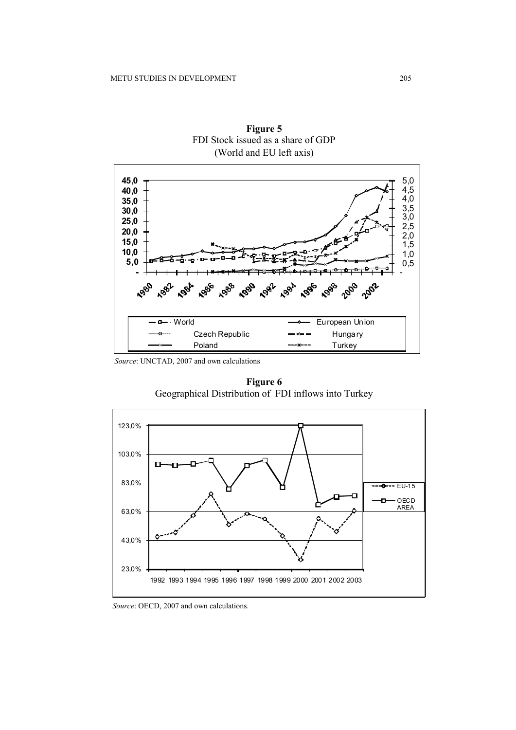**Figure 5**
FDI Stock issued as a share of GDP
(World and EU left axis)

*Source*: UNCTAD, 2007 and own calculations

**Figure 6**
Geographical Distribution of FDI inflows into Turkey

*Source*: OECD, 2007 and own calculations.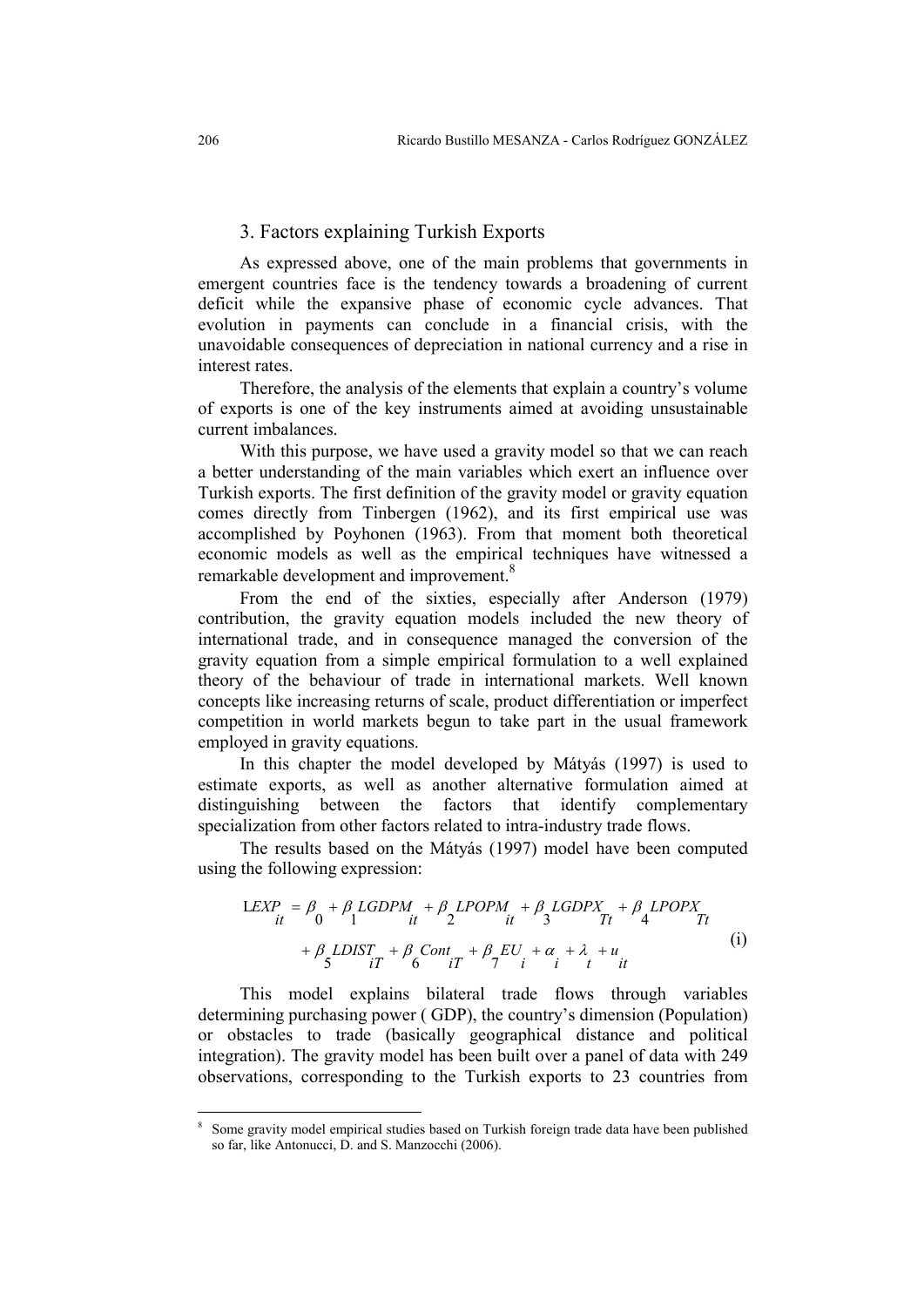## 3. Factors explaining Turkish Exports

As expressed above, one of the main problems that governments in emergent countries face is the tendency towards a broadening of current deficit while the expansive phase of economic cycle advances. That evolution in payments can conclude in a financial crisis, with the unavoidable consequences of depreciation in national currency and a rise in interest rates.

Therefore, the analysis of the elements that explain a country's volume of exports is one of the key instruments aimed at avoiding unsustainable current imbalances.

With this purpose, we have used a gravity model so that we can reach a better understanding of the main variables which exert an influence over Turkish exports. The first definition of the gravity model or gravity equation comes directly from Tinbergen (1962), and its first empirical use was accomplished by Poyhonen (1963). From that moment both theoretical economic models as well as the empirical techniques have witnessed a remarkable development and improvement.[8]

From the end of the sixties, especially after Anderson (1979) contribution, the gravity equation models included the new theory of international trade, and in consequence managed the conversion of the gravity equation from a simple empirical formulation to a well explained theory of the behaviour of trade in international markets. Well known concepts like increasing returns of scale, product differentiation or imperfect competition in world markets begun to take part in the usual framework employed in gravity equations.

In this chapter the model developed by Mátyás (1997) is used to estimate exports, as well as another alternative formulation aimed at distinguishing between the factors that identify complementary specialization from other factors related to intra-industry trade flows.

The results based on the Mátyás (1997) model have been computed using the following expression:

$$
\begin{aligned}
LEXP_{it} = \beta_0 + \beta_1 LGDPM_{it} + \beta_2 LPOPM_{it} + \beta_3 LGDPX_{Tt} + \beta_4 LPOPX_{Tt} \\
+ \beta_5 LDIST_{iT} + \beta_6 Cont_{iT} + \beta_7 EU_i + \alpha_i + \lambda_t + u_{it}
\end{aligned} \quad \text{(i)}
$$

This model explains bilateral trade flows through variables determining purchasing power ( GDP), the country's dimension (Population) or obstacles to trade (basically geographical distance and political integration). The gravity model has been built over a panel of data with 249 observations, corresponding to the Turkish exports to 23 countries from

---

[8] Some gravity model empirical studies based on Turkish foreign trade data have been published so far, like Antonucci, D. and S. Manzocchi (2006).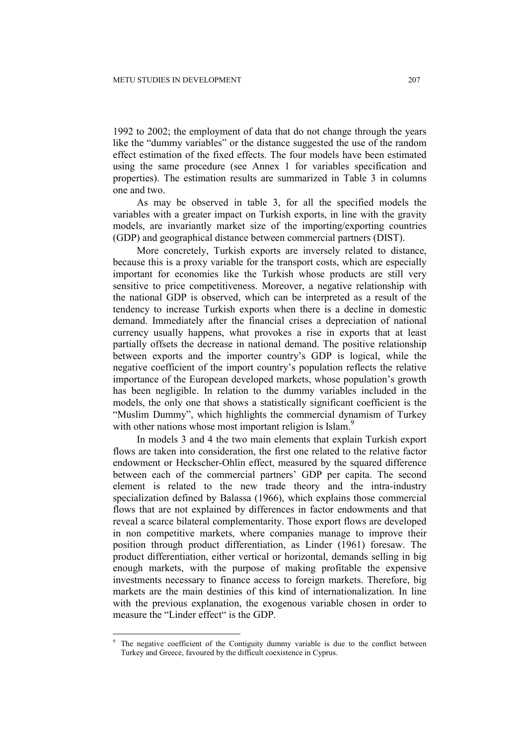1992 to 2002; the employment of data that do not change through the years like the "dummy variables" or the distance suggested the use of the random effect estimation of the fixed effects. The four models have been estimated using the same procedure (see Annex 1 for variables specification and properties). The estimation results are summarized in Table 3 in columns one and two.

As may be observed in table 3, for all the specified models the variables with a greater impact on Turkish exports, in line with the gravity models, are invariantly market size of the importing/exporting countries (GDP) and geographical distance between commercial partners (DIST).

More concretely, Turkish exports are inversely related to distance, because this is a proxy variable for the transport costs, which are especially important for economies like the Turkish whose products are still very sensitive to price competitiveness. Moreover, a negative relationship with the national GDP is observed, which can be interpreted as a result of the tendency to increase Turkish exports when there is a decline in domestic demand. Immediately after the financial crises a depreciation of national currency usually happens, what provokes a rise in exports that at least partially offsets the decrease in national demand. The positive relationship between exports and the importer country's GDP is logical, while the negative coefficient of the import country's population reflects the relative importance of the European developed markets, whose population's growth has been negligible. In relation to the dummy variables included in the models, the only one that shows a statistically significant coefficient is the "Muslim Dummy", which highlights the commercial dynamism of Turkey with other nations whose most important religion is Islam.[9]

In models 3 and 4 the two main elements that explain Turkish export flows are taken into consideration, the first one related to the relative factor endowment or Heckscher-Ohlin effect, measured by the squared difference between each of the commercial partners' GDP per capita. The second element is related to the new trade theory and the intra-industry specialization defined by Balassa (1966), which explains those commercial flows that are not explained by differences in factor endowments and that reveal a scarce bilateral complementarity. Those export flows are developed in non competitive markets, where companies manage to improve their position through product differentiation, as Linder (1961) foresaw. The product differentiation, either vertical or horizontal, demands selling in big enough markets, with the purpose of making profitable the expensive investments necessary to finance access to foreign markets. Therefore, big markets are the main destinies of this kind of internationalization. In line with the previous explanation, the exogenous variable chosen in order to measure the "Linder effect" is the GDP.

---

[9] The negative coefficient of the Contiguity dummy variable is due to the conflict between Turkey and Greece, favoured by the difficult coexistence in Cyprus.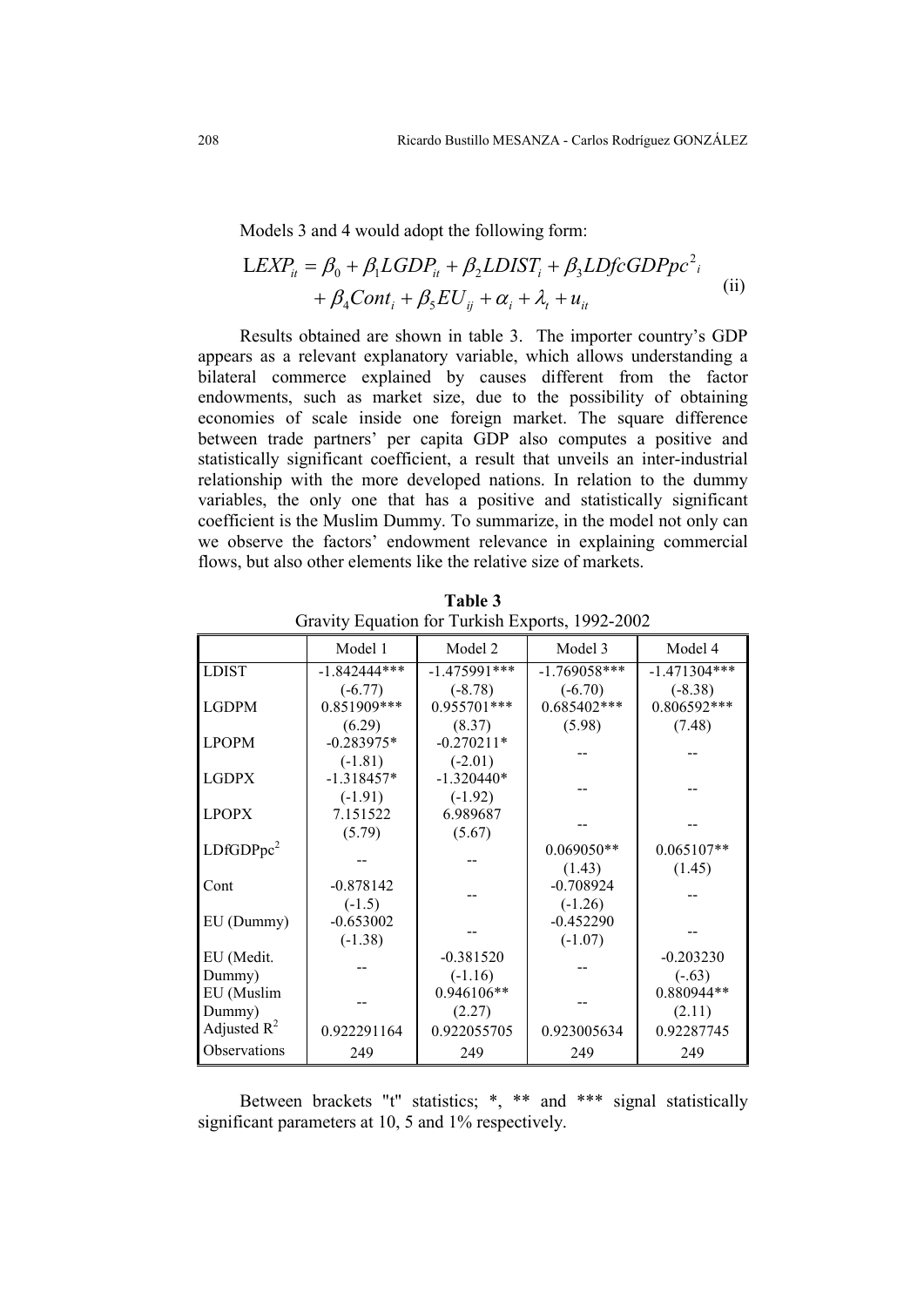Models 3 and 4 would adopt the following form:

$$LEXP_{it} = \beta_0 + \beta_1 LGDP_{it} + \beta_2 LDIST_i + \beta_3 LDfcGDPpc^2{}_i + \beta_4 Cont_i + \beta_5 EU_{ij} + \alpha_i + \lambda_t + u_{it} \quad \text{(ii)}$$

Results obtained are shown in table 3. The importer country's GDP appears as a relevant explanatory variable, which allows understanding a bilateral commerce explained by causes different from the factor endowments, such as market size, due to the possibility of obtaining economies of scale inside one foreign market. The square difference between trade partners' per capita GDP also computes a positive and statistically significant coefficient, a result that unveils an inter-industrial relationship with the more developed nations. In relation to the dummy variables, the only one that has a positive and statistically significant coefficient is the Muslim Dummy. To summarize, in the model not only can we observe the factors' endowment relevance in explaining commercial flows, but also other elements like the relative size of markets.

**Table 3**
Gravity Equation for Turkish Exports, 1992-2002

| | Model 1 | Model 2 | Model 3 | Model 4 |
|---|---|---|---|---|
| LDIST | -1.842444*** (-6.77) | -1.475991*** (-8.78) | -1.769058*** (-6.70) | -1.471304*** (-8.38) |
| LGDPM | 0.851909*** (6.29) | 0.955701*** (8.37) | 0.685402*** (5.98) | 0.806592*** (7.48) |
| LPOPM | -0.283975* (-1.81) | -0.270211* (-2.01) | -- | -- |
| LGDPX | -1.318457* (-1.91) | -1.320440* (-1.92) | -- | -- |
| LPOPX | 7.151522 (5.79) | 6.989687 (5.67) | -- | -- |
| LDfGDPpc$^2$ | -- | -- | 0.069050** (1.43) | 0.065107** (1.45) |
| Cont | -0.878142 (-1.5) | -- | -0.708924 (-1.26) | -- |
| EU (Dummy) | -0.653002 (-1.38) | -- | -0.452290 (-1.07) | -- |
| EU (Medit. Dummy) | -- | -0.381520 (-1.16) | -- | -0.203230 (-.63) |
| EU (Muslim Dummy) | -- | 0.946106** (2.27) | -- | 0.880944** (2.11) |
| Adjusted $R^2$ | 0.922291164 | 0.922055705 | 0.923005634 | 0.92287745 |
| Observations | 249 | 249 | 249 | 249 |

Between brackets "t" statistics; *, ** and *** signal statistically significant parameters at 10, 5 and 1% respectively.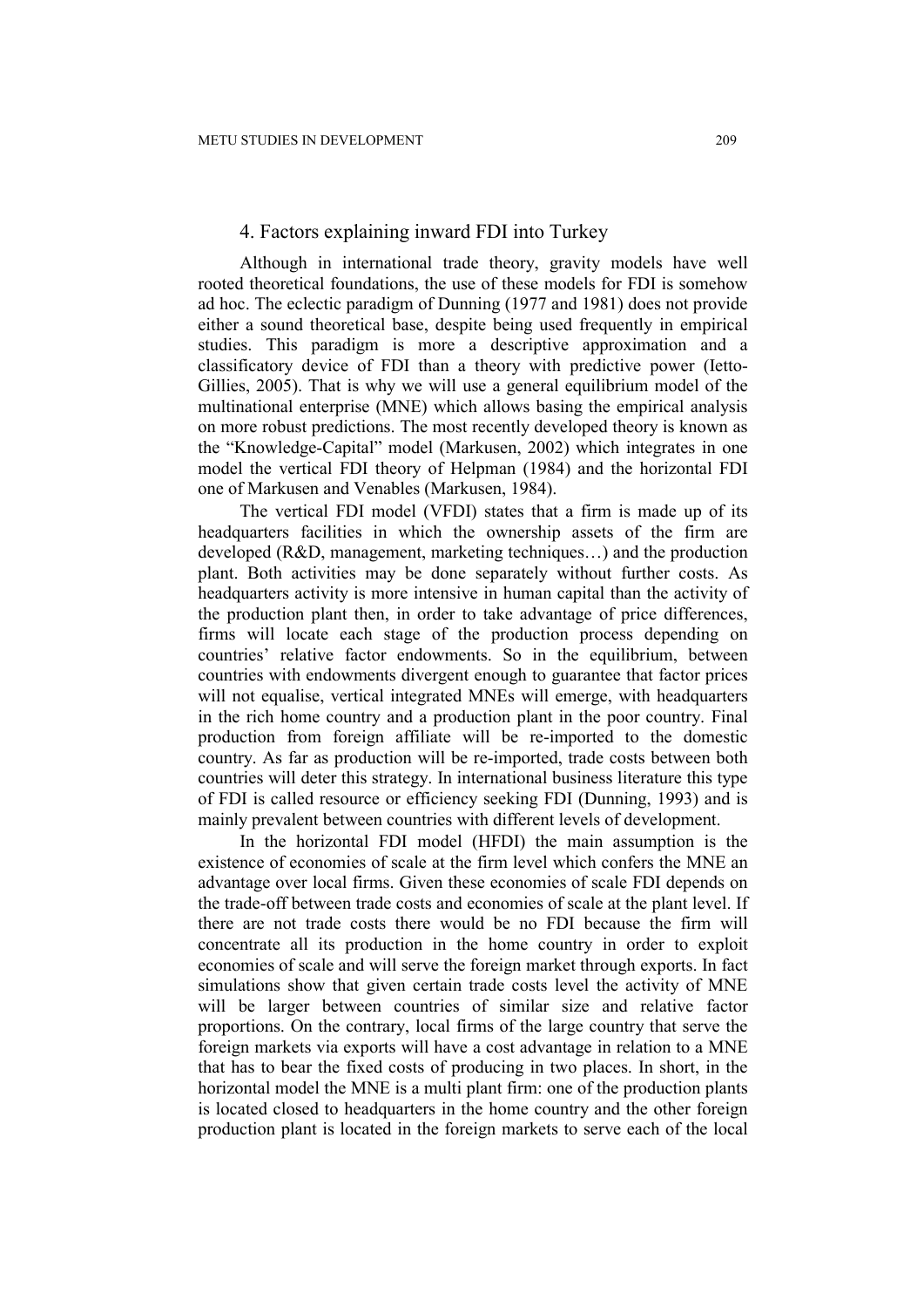## 4. Factors explaining inward FDI into Turkey

Although in international trade theory, gravity models have well rooted theoretical foundations, the use of these models for FDI is somehow ad hoc. The eclectic paradigm of Dunning (1977 and 1981) does not provide either a sound theoretical base, despite being used frequently in empirical studies. This paradigm is more a descriptive approximation and a classificatory device of FDI than a theory with predictive power (Ietto-Gillies, 2005). That is why we will use a general equilibrium model of the multinational enterprise (MNE) which allows basing the empirical analysis on more robust predictions. The most recently developed theory is known as the "Knowledge-Capital" model (Markusen, 2002) which integrates in one model the vertical FDI theory of Helpman (1984) and the horizontal FDI one of Markusen and Venables (Markusen, 1984).

The vertical FDI model (VFDI) states that a firm is made up of its headquarters facilities in which the ownership assets of the firm are developed (R&D, management, marketing techniques…) and the production plant. Both activities may be done separately without further costs. As headquarters activity is more intensive in human capital than the activity of the production plant then, in order to take advantage of price differences, firms will locate each stage of the production process depending on countries' relative factor endowments. So in the equilibrium, between countries with endowments divergent enough to guarantee that factor prices will not equalise, vertical integrated MNEs will emerge, with headquarters in the rich home country and a production plant in the poor country. Final production from foreign affiliate will be re-imported to the domestic country. As far as production will be re-imported, trade costs between both countries will deter this strategy. In international business literature this type of FDI is called resource or efficiency seeking FDI (Dunning, 1993) and is mainly prevalent between countries with different levels of development.

In the horizontal FDI model (HFDI) the main assumption is the existence of economies of scale at the firm level which confers the MNE an advantage over local firms. Given these economies of scale FDI depends on the trade-off between trade costs and economies of scale at the plant level. If there are not trade costs there would be no FDI because the firm will concentrate all its production in the home country in order to exploit economies of scale and will serve the foreign market through exports. In fact simulations show that given certain trade costs level the activity of MNE will be larger between countries of similar size and relative factor proportions. On the contrary, local firms of the large country that serve the foreign markets via exports will have a cost advantage in relation to a MNE that has to bear the fixed costs of producing in two places. In short, in the horizontal model the MNE is a multi plant firm: one of the production plants is located closed to headquarters in the home country and the other foreign production plant is located in the foreign markets to serve each of the local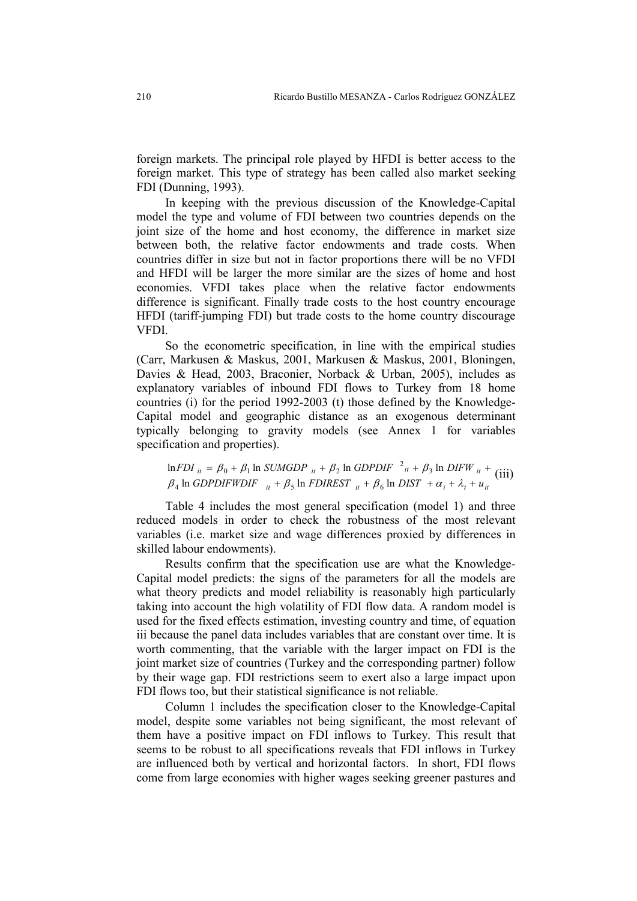foreign markets. The principal role played by HFDI is better access to the foreign market. This type of strategy has been called also market seeking FDI (Dunning, 1993).

In keeping with the previous discussion of the Knowledge-Capital model the type and volume of FDI between two countries depends on the joint size of the home and host economy, the difference in market size between both, the relative factor endowments and trade costs. When countries differ in size but not in factor proportions there will be no VFDI and HFDI will be larger the more similar are the sizes of home and host economies. VFDI takes place when the relative factor endowments difference is significant. Finally trade costs to the host country encourage HFDI (tariff-jumping FDI) but trade costs to the home country discourage VFDI.

So the econometric specification, in line with the empirical studies (Carr, Markusen & Maskus, 2001, Markusen & Maskus, 2001, Bloningen, Davies & Head, 2003, Braconier, Norback & Urban, 2005), includes as explanatory variables of inbound FDI flows to Turkey from 18 home countries (i) for the period 1992-2003 (t) those defined by the Knowledge-Capital model and geographic distance as an exogenous determinant typically belonging to gravity models (see Annex 1 for variables specification and properties).

$$\ln FDI_{it} = \beta_0 + \beta_1 \ln SUMGDP_{it} + \beta_2 \ln GDPDIF^{\;2}_{it} + \beta_3 \ln DIFW_{it} + \beta_4 \ln GDPDIFWDIF_{it} + \beta_5 \ln FDIREST_{it} + \beta_6 \ln DIST + \alpha_i + \lambda_t + u_{it} \quad \text{(iii)}$$

Table 4 includes the most general specification (model 1) and three reduced models in order to check the robustness of the most relevant variables (i.e. market size and wage differences proxied by differences in skilled labour endowments).

Results confirm that the specification use are what the Knowledge-Capital model predicts: the signs of the parameters for all the models are what theory predicts and model reliability is reasonably high particularly taking into account the high volatility of FDI flow data. A random model is used for the fixed effects estimation, investing country and time, of equation iii because the panel data includes variables that are constant over time. It is worth commenting, that the variable with the larger impact on FDI is the joint market size of countries (Turkey and the corresponding partner) follow by their wage gap. FDI restrictions seem to exert also a large impact upon FDI flows too, but their statistical significance is not reliable.

Column 1 includes the specification closer to the Knowledge-Capital model, despite some variables not being significant, the most relevant of them have a positive impact on FDI inflows to Turkey. This result that seems to be robust to all specifications reveals that FDI inflows in Turkey are influenced both by vertical and horizontal factors. In short, FDI flows come from large economies with higher wages seeking greener pastures and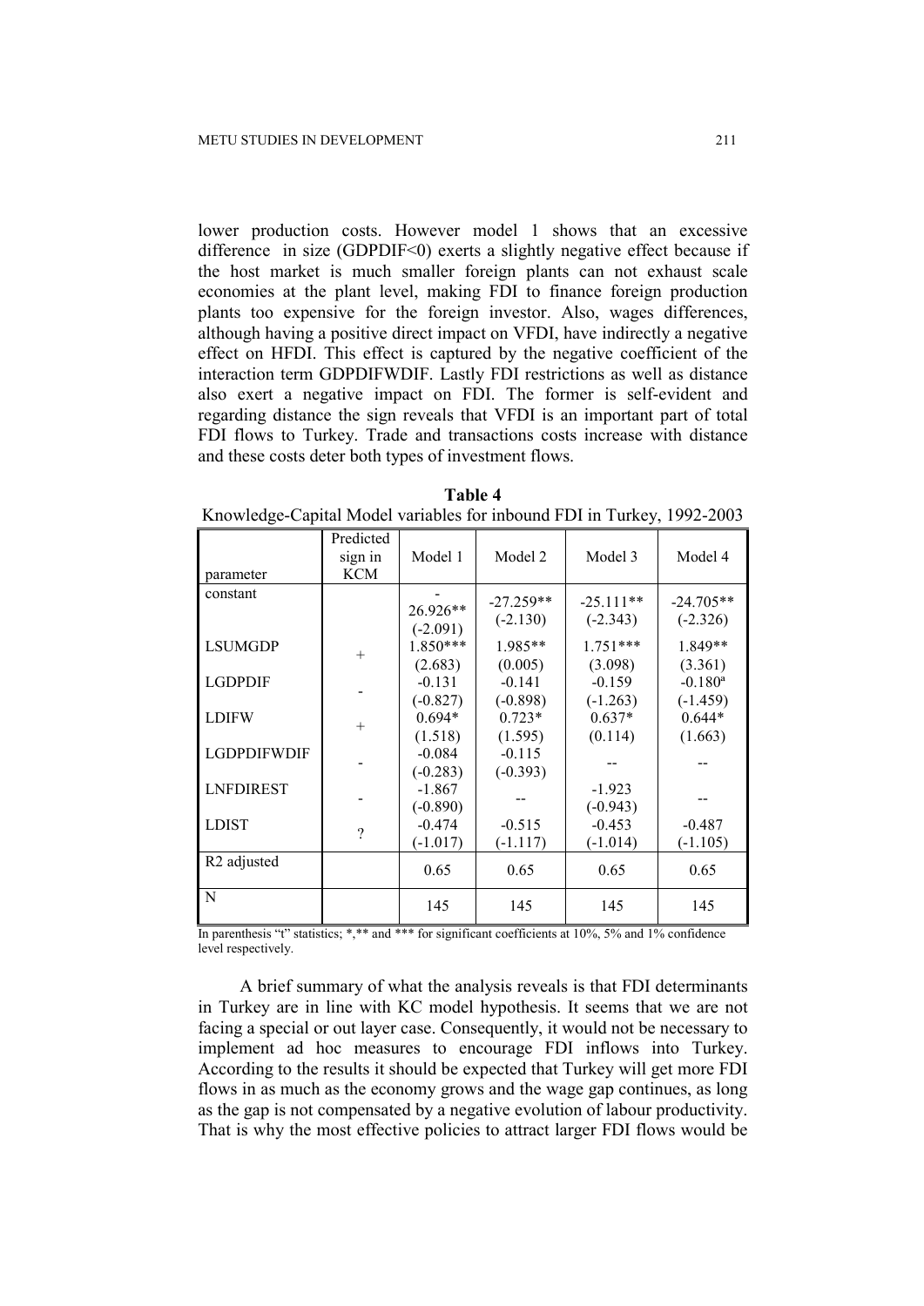lower production costs. However model 1 shows that an excessive difference in size (GDPDIF<0) exerts a slightly negative effect because if the host market is much smaller foreign plants can not exhaust scale economies at the plant level, making FDI to finance foreign production plants too expensive for the foreign investor. Also, wages differences, although having a positive direct impact on VFDI, have indirectly a negative effect on HFDI. This effect is captured by the negative coefficient of the interaction term GDPDIFWDIF. Lastly FDI restrictions as well as distance also exert a negative impact on FDI. The former is self-evident and regarding distance the sign reveals that VFDI is an important part of total FDI flows to Turkey. Trade and transactions costs increase with distance and these costs deter both types of investment flows.

**Table 4**

Knowledge-Capital Model variables for inbound FDI in Turkey, 1992-2003

| parameter | Predicted sign in KCM | Model 1 | Model 2 | Model 3 | Model 4 |
|---|---|---|---|---|---|
| constant | | -26.926** (-2.091) | -27.259** (-2.130) | -25.111** (-2.343) | -24.705** (-2.326) |
| LSUMGDP | + | 1.850*** (2.683) | 1.985** (0.005) | 1.751*** (3.098) | 1.849** (3.361) |
| LGDPDIF | - | -0.131 (-0.827) | -0.141 (-0.898) | -0.159 (-1.263) | -0.180[a] (-1.459) |
| LDIFW | + | 0.694* (1.518) | 0.723* (1.595) | 0.637* (0.114) | 0.644* (1.663) |
| LGDPDIFWDIF | - | -0.084 (-0.283) | -0.115 (-0.393) | -- | -- |
| LNFDIREST | - | -1.867 (-0.890) | -- | -1.923 (-0.943) | -- |
| LDIST | ? | -0.474 (-1.017) | -0.515 (-1.117) | -0.453 (-1.014) | -0.487 (-1.105) |
| R2 adjusted | | 0.65 | 0.65 | 0.65 | 0.65 |
| N | | 145 | 145 | 145 | 145 |

In parenthesis "t" statistics; *,** and *** for significant coefficients at 10%, 5% and 1% confidence level respectively.

A brief summary of what the analysis reveals is that FDI determinants in Turkey are in line with KC model hypothesis. It seems that we are not facing a special or out layer case. Consequently, it would not be necessary to implement ad hoc measures to encourage FDI inflows into Turkey. According to the results it should be expected that Turkey will get more FDI flows in as much as the economy grows and the wage gap continues, as long as the gap is not compensated by a negative evolution of labour productivity. That is why the most effective policies to attract larger FDI flows would be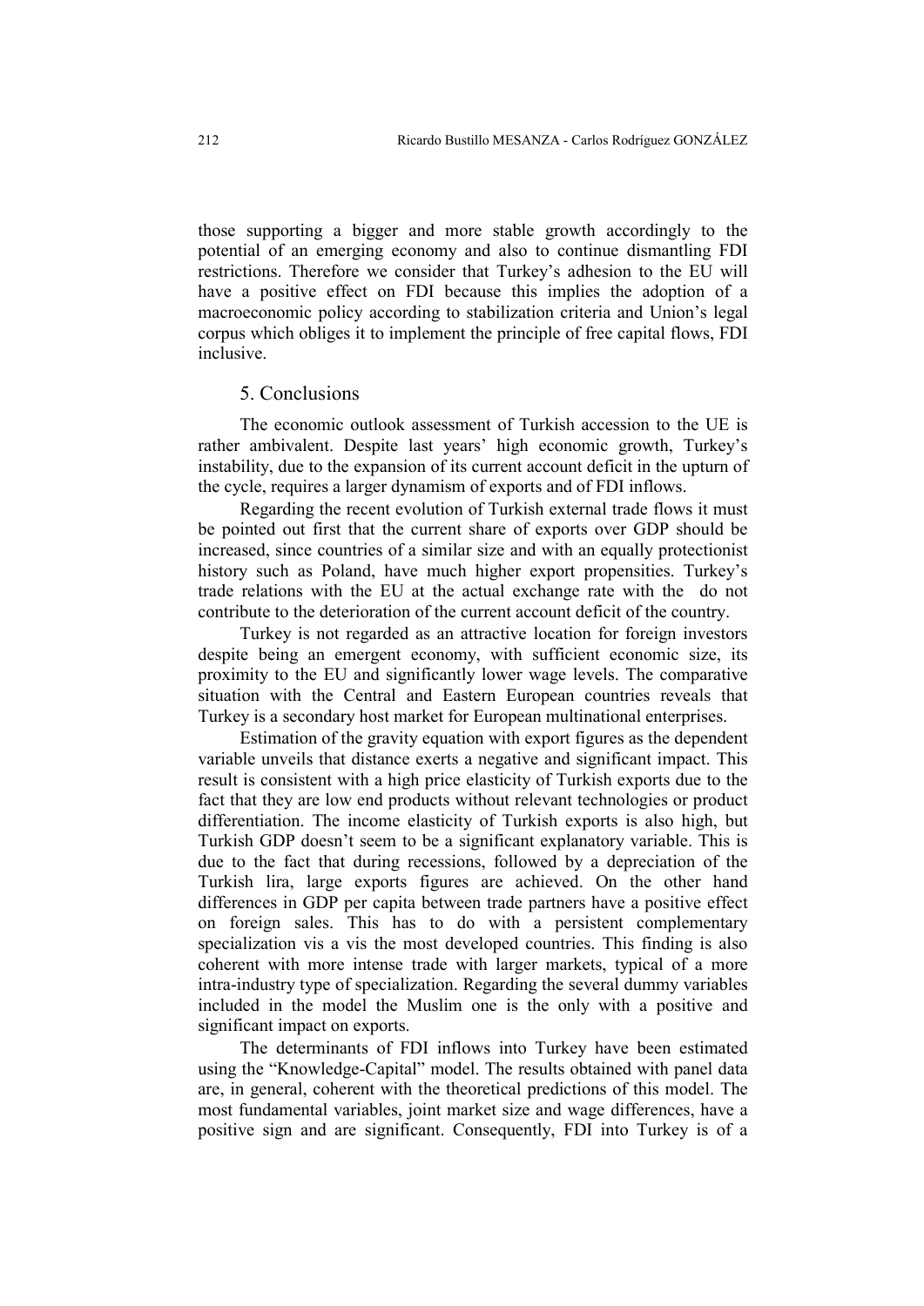those supporting a bigger and more stable growth accordingly to the potential of an emerging economy and also to continue dismantling FDI restrictions. Therefore we consider that Turkey's adhesion to the EU will have a positive effect on FDI because this implies the adoption of a macroeconomic policy according to stabilization criteria and Union's legal corpus which obliges it to implement the principle of free capital flows, FDI inclusive.

## 5. Conclusions

The economic outlook assessment of Turkish accession to the UE is rather ambivalent. Despite last years' high economic growth, Turkey's instability, due to the expansion of its current account deficit in the upturn of the cycle, requires a larger dynamism of exports and of FDI inflows.

Regarding the recent evolution of Turkish external trade flows it must be pointed out first that the current share of exports over GDP should be increased, since countries of a similar size and with an equally protectionist history such as Poland, have much higher export propensities. Turkey's trade relations with the EU at the actual exchange rate with the do not contribute to the deterioration of the current account deficit of the country.

Turkey is not regarded as an attractive location for foreign investors despite being an emergent economy, with sufficient economic size, its proximity to the EU and significantly lower wage levels. The comparative situation with the Central and Eastern European countries reveals that Turkey is a secondary host market for European multinational enterprises.

Estimation of the gravity equation with export figures as the dependent variable unveils that distance exerts a negative and significant impact. This result is consistent with a high price elasticity of Turkish exports due to the fact that they are low end products without relevant technologies or product differentiation. The income elasticity of Turkish exports is also high, but Turkish GDP doesn't seem to be a significant explanatory variable. This is due to the fact that during recessions, followed by a depreciation of the Turkish lira, large exports figures are achieved. On the other hand differences in GDP per capita between trade partners have a positive effect on foreign sales. This has to do with a persistent complementary specialization vis a vis the most developed countries. This finding is also coherent with more intense trade with larger markets, typical of a more intra-industry type of specialization. Regarding the several dummy variables included in the model the Muslim one is the only with a positive and significant impact on exports.

The determinants of FDI inflows into Turkey have been estimated using the "Knowledge-Capital" model. The results obtained with panel data are, in general, coherent with the theoretical predictions of this model. The most fundamental variables, joint market size and wage differences, have a positive sign and are significant. Consequently, FDI into Turkey is of a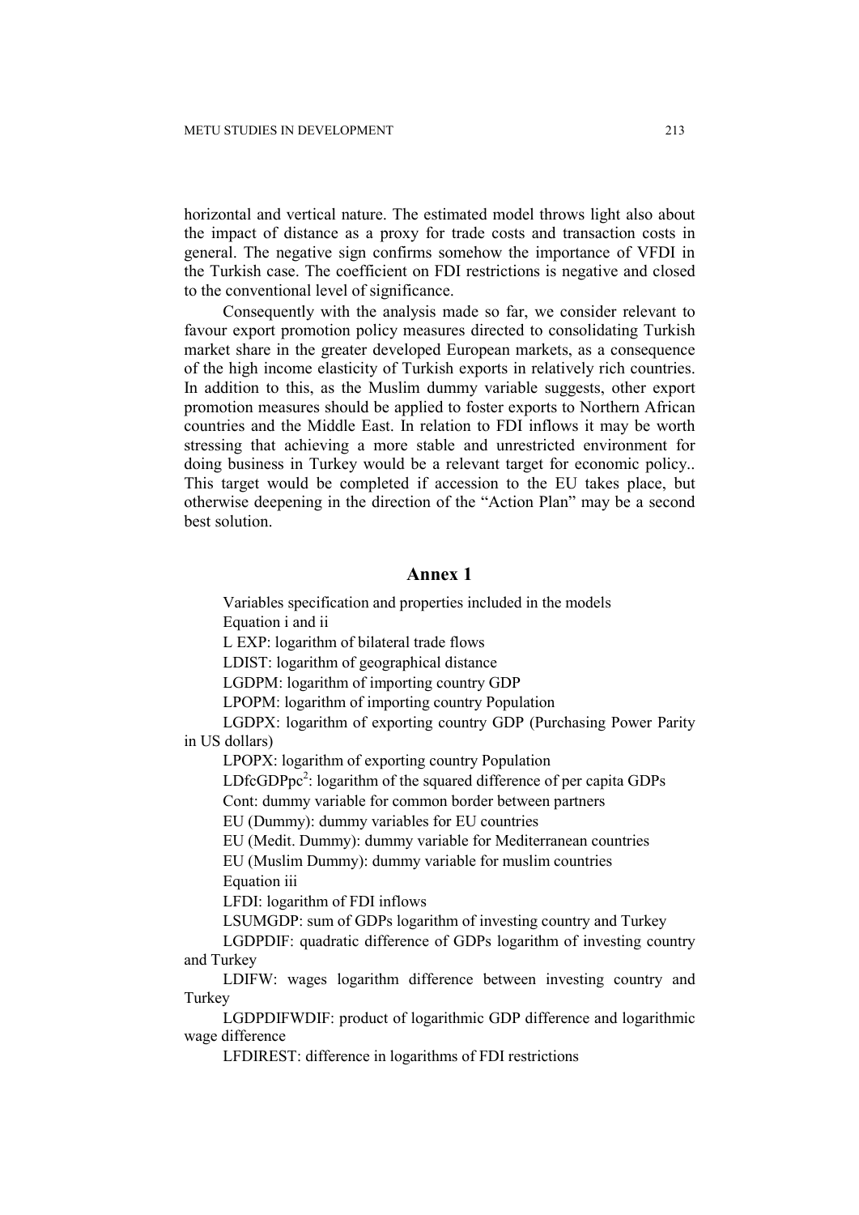horizontal and vertical nature. The estimated model throws light also about the impact of distance as a proxy for trade costs and transaction costs in general. The negative sign confirms somehow the importance of VFDI in the Turkish case. The coefficient on FDI restrictions is negative and closed to the conventional level of significance.

Consequently with the analysis made so far, we consider relevant to favour export promotion policy measures directed to consolidating Turkish market share in the greater developed European markets, as a consequence of the high income elasticity of Turkish exports in relatively rich countries. In addition to this, as the Muslim dummy variable suggests, other export promotion measures should be applied to foster exports to Northern African countries and the Middle East. In relation to FDI inflows it may be worth stressing that achieving a more stable and unrestricted environment for doing business in Turkey would be a relevant target for economic policy.. This target would be completed if accession to the EU takes place, but otherwise deepening in the direction of the "Action Plan" may be a second best solution.

## Annex 1

Variables specification and properties included in the models

Equation i and ii

L EXP: logarithm of bilateral trade flows

LDIST: logarithm of geographical distance

LGDPM: logarithm of importing country GDP

LPOPM: logarithm of importing country Population

LGDPX: logarithm of exporting country GDP (Purchasing Power Parity in US dollars)

LPOPX: logarithm of exporting country Population

$LDfcGDPpc^2$: logarithm of the squared difference of per capita GDPs

Cont: dummy variable for common border between partners

EU (Dummy): dummy variables for EU countries

EU (Medit. Dummy): dummy variable for Mediterranean countries

EU (Muslim Dummy): dummy variable for muslim countries

Equation iii

LFDI: logarithm of FDI inflows

LSUMGDP: sum of GDPs logarithm of investing country and Turkey

LGDPDIF: quadratic difference of GDPs logarithm of investing country and Turkey

LDIFW: wages logarithm difference between investing country and Turkey

LGDPDIFWDIF: product of logarithmic GDP difference and logarithmic wage difference

LFDIREST: difference in logarithms of FDI restrictions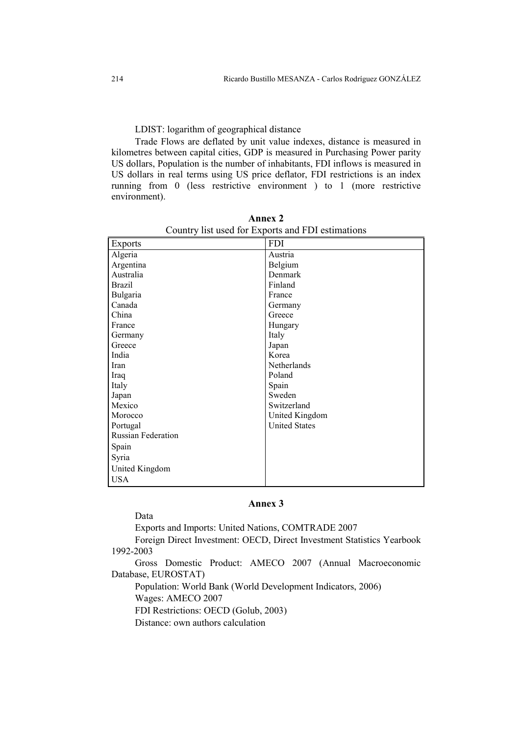LDIST: logarithm of geographical distance

Trade Flows are deflated by unit value indexes, distance is measured in kilometres between capital cities, GDP is measured in Purchasing Power parity US dollars, Population is the number of inhabitants, FDI inflows is measured in US dollars in real terms using US price deflator, FDI restrictions is an index running from 0 (less restrictive environment ) to 1 (more restrictive environment).

**Annex 2**

Country list used for Exports and FDI estimations

| Exports | FDI |
|---|---|
| Algeria | Austria |
| Argentina | Belgium |
| Australia | Denmark |
| Brazil | Finland |
| Bulgaria | France |
| Canada | Germany |
| China | Greece |
| France | Hungary |
| Germany | Italy |
| Greece | Japan |
| India | Korea |
| Iran | Netherlands |
| Iraq | Poland |
| Italy | Spain |
| Japan | Sweden |
| Mexico | Switzerland |
| Morocco | United Kingdom |
| Portugal | United States |
| Russian Federation | |
| Spain | |
| Syria | |
| United Kingdom | |
| USA | |

**Annex 3**

Data

Exports and Imports: United Nations, COMTRADE 2007

Foreign Direct Investment: OECD, Direct Investment Statistics Yearbook 1992-2003

Gross Domestic Product: AMECO 2007 (Annual Macroeconomic Database, EUROSTAT)

Population: World Bank (World Development Indicators, 2006)

Wages: AMECO 2007

FDI Restrictions: OECD (Golub, 2003)

Distance: own authors calculation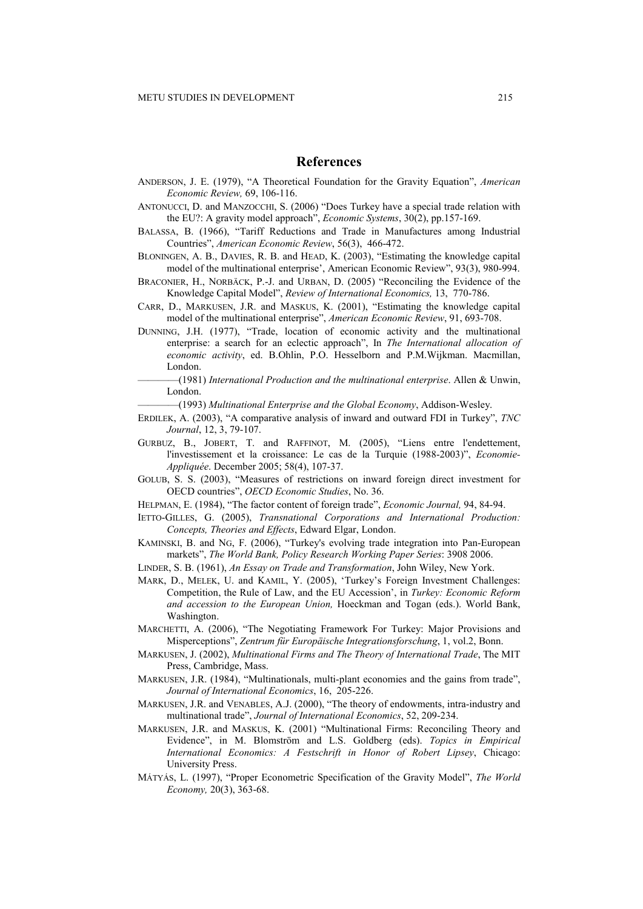## References

ANDERSON, J. E. (1979), "A Theoretical Foundation for the Gravity Equation", *American Economic Review,* 69, 106-116.

ANTONUCCI, D. and MANZOCCHI, S. (2006) "Does Turkey have a special trade relation with the EU?: A gravity model approach", *Economic Systems*, 30(2), pp.157-169.

BALASSA, B. (1966), "Tariff Reductions and Trade in Manufactures among Industrial Countries", *American Economic Review*, 56(3), 466-472.

BLONINGEN, A. B., DAVIES, R. B. and HEAD, K. (2003), "Estimating the knowledge capital model of the multinational enterprise', American Economic Review", 93(3), 980-994.

BRACONIER, H., NORBÄCK, P.-J. and URBAN, D. (2005) "Reconciling the Evidence of the Knowledge Capital Model", *Review of International Economics,* 13, 770-786.

CARR, D., MARKUSEN, J.R. and MASKUS, K. (2001), "Estimating the knowledge capital model of the multinational enterprise", *American Economic Review*, 91, 693-708.

DUNNING, J.H. (1977), "Trade, location of economic activity and the multinational enterprise: a search for an eclectic approach", In *The International allocation of economic activity*, ed. B.Ohlin, P.O. Hesselborn and P.M.Wijkman. Macmillan, London.

————(1981) *International Production and the multinational enterprise*. Allen & Unwin, London.

————(1993) *Multinational Enterprise and the Global Economy*, Addison-Wesley.

ERDILEK, A. (2003), "A comparative analysis of inward and outward FDI in Turkey", *TNC Journal*, 12, 3, 79-107.

GURBUZ, B., JOBERT, T. and RAFFINOT, M. (2005), "Liens entre l'endettement, l'investissement et la croissance: Le cas de la Turquie (1988-2003)", *Economie-Appliquée*. December 2005; 58(4), 107-37.

GOLUB, S. S. (2003), "Measures of restrictions on inward foreign direct investment for OECD countries", *OECD Economic Studies*, No. 36.

HELPMAN, E. (1984), "The factor content of foreign trade", *Economic Journal,* 94, 84-94.

IETTO-GILLES, G. (2005), *Transnational Corporations and International Production: Concepts, Theories and Effects*, Edward Elgar, London.

KAMINSKI, B. and NG, F. (2006), "Turkey's evolving trade integration into Pan-European markets", *The World Bank, Policy Research Working Paper Series*: 3908 2006.

LINDER, S. B. (1961), *An Essay on Trade and Transformation*, John Wiley, New York.

MARK, D., MELEK, U. and KAMIL, Y. (2005), 'Turkey's Foreign Investment Challenges: Competition, the Rule of Law, and the EU Accession', in *Turkey: Economic Reform and accession to the European Union,* Hoeckman and Togan (eds.). World Bank, Washington.

MARCHETTI, A. (2006), "The Negotiating Framework For Turkey: Major Provisions and Misperceptions", *Zentrum für Europäische Integrationsforschung*, 1, vol.2, Bonn.

MARKUSEN, J. (2002), *Multinational Firms and The Theory of International Trade*, The MIT Press, Cambridge, Mass.

MARKUSEN, J.R. (1984), "Multinationals, multi-plant economies and the gains from trade", *Journal of International Economics*, 16, 205-226.

MARKUSEN, J.R. and VENABLES, A.J. (2000), "The theory of endowments, intra-industry and multinational trade", *Journal of International Economics*, 52, 209-234.

MARKUSEN, J.R. and MASKUS, K. (2001) "Multinational Firms: Reconciling Theory and Evidence", in M. Blomström and L.S. Goldberg (eds). *Topics in Empirical International Economics: A Festschrift in Honor of Robert Lipsey*, Chicago: University Press.

MÁTYÁS, L. (1997), "Proper Econometric Specification of the Gravity Model", *The World Economy,* 20(3), 363-68.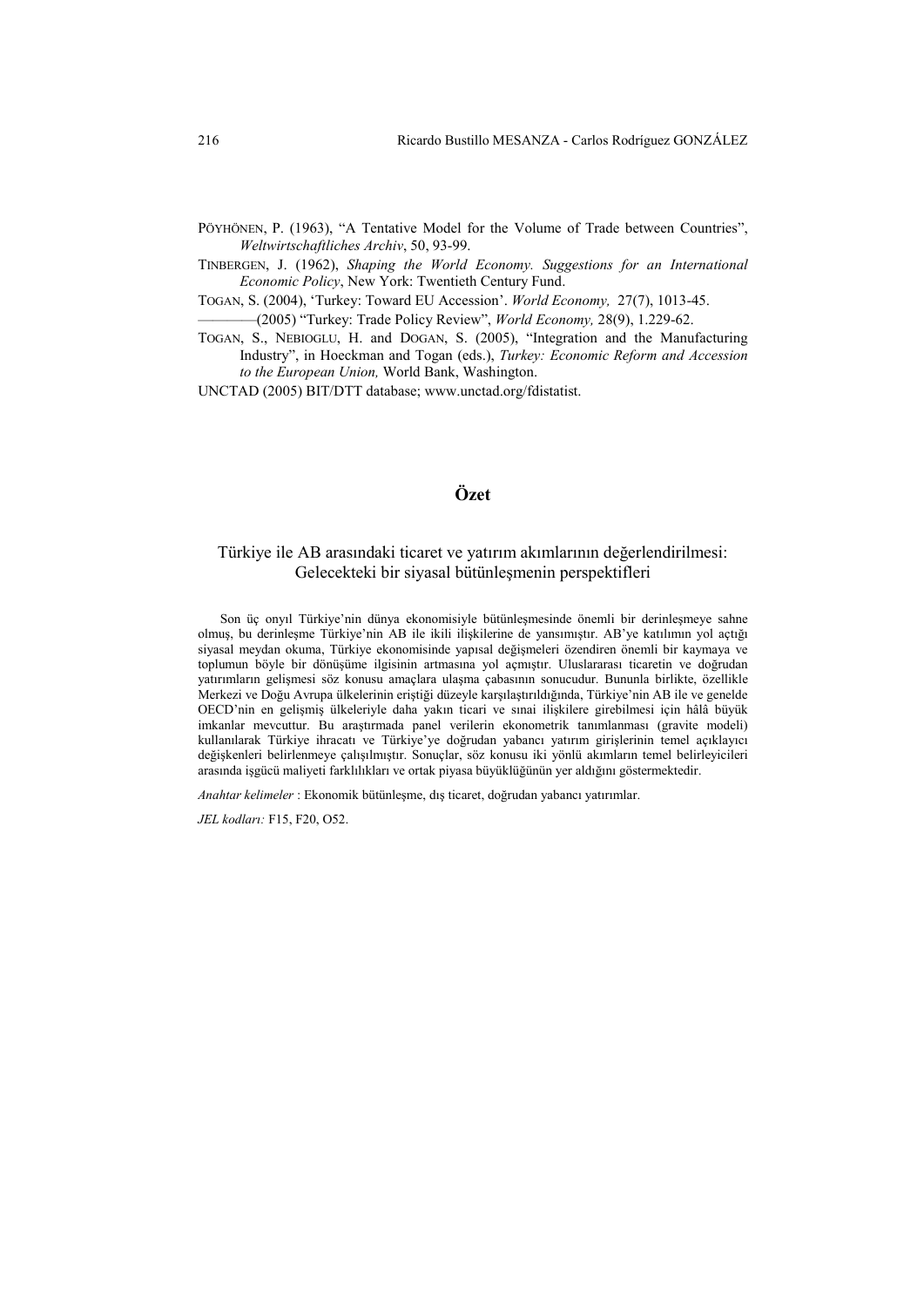PÖYHÖNEN, P. (1963), "A Tentative Model for the Volume of Trade between Countries", *Weltwirtschaftliches Archiv*, 50, 93-99.

TINBERGEN, J. (1962), *Shaping the World Economy. Suggestions for an International Economic Policy*, New York: Twentieth Century Fund.

TOGAN, S. (2004), 'Turkey: Toward EU Accession'. *World Economy,* 27(7), 1013-45.

————(2005) "Turkey: Trade Policy Review", *World Economy,* 28(9), 1.229-62.

TOGAN, S., NEBIOGLU, H. and DOGAN, S. (2005), "Integration and the Manufacturing Industry", in Hoeckman and Togan (eds.), *Turkey: Economic Reform and Accession to the European Union,* World Bank, Washington.

UNCTAD (2005) BIT/DTT database; www.unctad.org/fdistatist.

## Özet

### Türkiye ile AB arasındaki ticaret ve yatırım akımlarının değerlendirilmesi: Gelecekteki bir siyasal bütünleşmenin perspektifleri

Son üç onyıl Türkiye'nin dünya ekonomisiyle bütünleşmesinde önemli bir derinleşmeye sahne olmuş, bu derinleşme Türkiye'nin AB ile ikili ilişkilerine de yansımıştır. AB'ye katılımın yol açtığı siyasal meydan okuma, Türkiye ekonomisinde yapısal değişmeleri özendiren önemli bir kaymaya ve toplumun böyle bir dönüşüme ilgisinin artmasına yol açmıştır. Uluslararası ticaretin ve doğrudan yatırımların gelişmesi söz konusu amaçlara ulaşma çabasının sonucudur. Bununla birlikte, özellikle Merkezi ve Doğu Avrupa ülkelerinin eriştiği düzeyle karşılaştırıldığında, Türkiye'nin AB ile ve genelde OECD'nin en gelişmiş ülkeleriyle daha yakın ticari ve sınai ilişkilere girebilmesi için hâlâ büyük imkanlar mevcuttur. Bu araştırmada panel verilerin ekonometrik tanımlanması (gravite modeli) kullanılarak Türkiye ihracatı ve Türkiye'ye doğrudan yabancı yatırım girişlerinin temel açıklayıcı değişkenleri belirlenmeye çalışılmıştır. Sonuçlar, söz konusu iki yönlü akımların temel belirleyicileri arasında işgücü maliyeti farklılıkları ve ortak piyasa büyüklüğünün yer aldığını göstermektedir.

*Anahtar kelimeler* : Ekonomik bütünleşme, dış ticaret, doğrudan yabancı yatırımlar.

*JEL kodları:* F15, F20, O52.